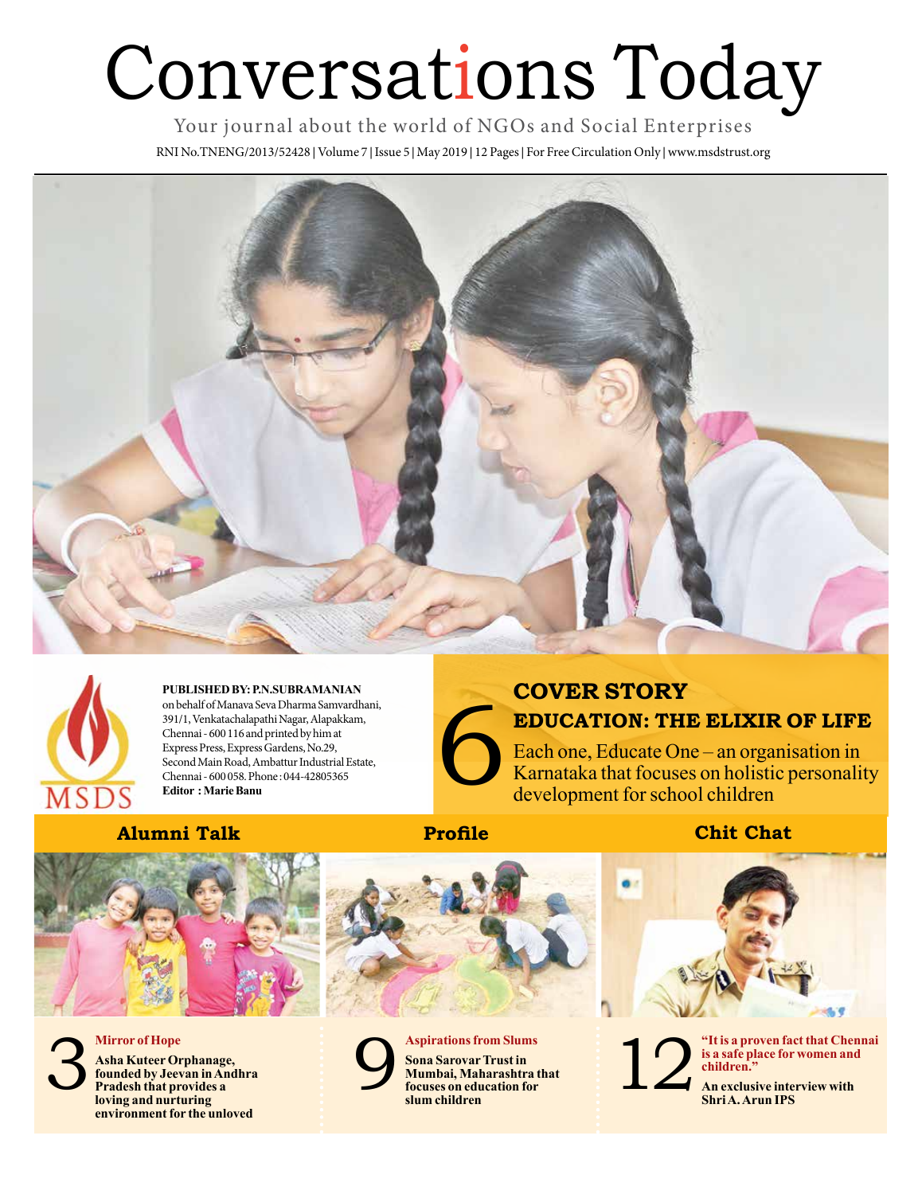# Conversations Today

Your journal about the world of NGOs and Social Enterprises

RNI No.TNENG/2013/52428 | Volume 7 | Issue 5 | May 2019 | 12 Pages | For Free Circulation Only | www.msdstrust.org

MSDS

**PUBLISHED BY: P.N.SUBRAMANIAN**
on behalf of Manava Seva Dharma Samvardhani, 391/1, Venkatachalapathi Nagar, Alapakkam, Chennai - 600 116 and printed by him at Express Press, Express Gardens, No.29, Second Main Road, Ambattur Industrial Estate, Chennai - 600 058. Phone : 044-42805365
**Editor : Marie Banu**

## 6 COVER STORY

## EDUCATION: THE ELIXIR OF LIFE

Each one, Educate One – an organisation in Karnataka that focuses on holistic personality development for school children

## Alumni Talk

**3 Mirror of Hope**

**Asha Kuteer Orphanage, founded by Jeevan in Andhra Pradesh that provides a loving and nurturing environment for the unloved**

## Profile

**9 Aspirations from Slums**

**Sona Sarovar Trust in Mumbai, Maharashtra that focuses on education for slum children**

## Chit Chat

**12 "It is a proven fact that Chennai is a safe place for women and children."**

**An exclusive interview with Shri A. Arun IPS**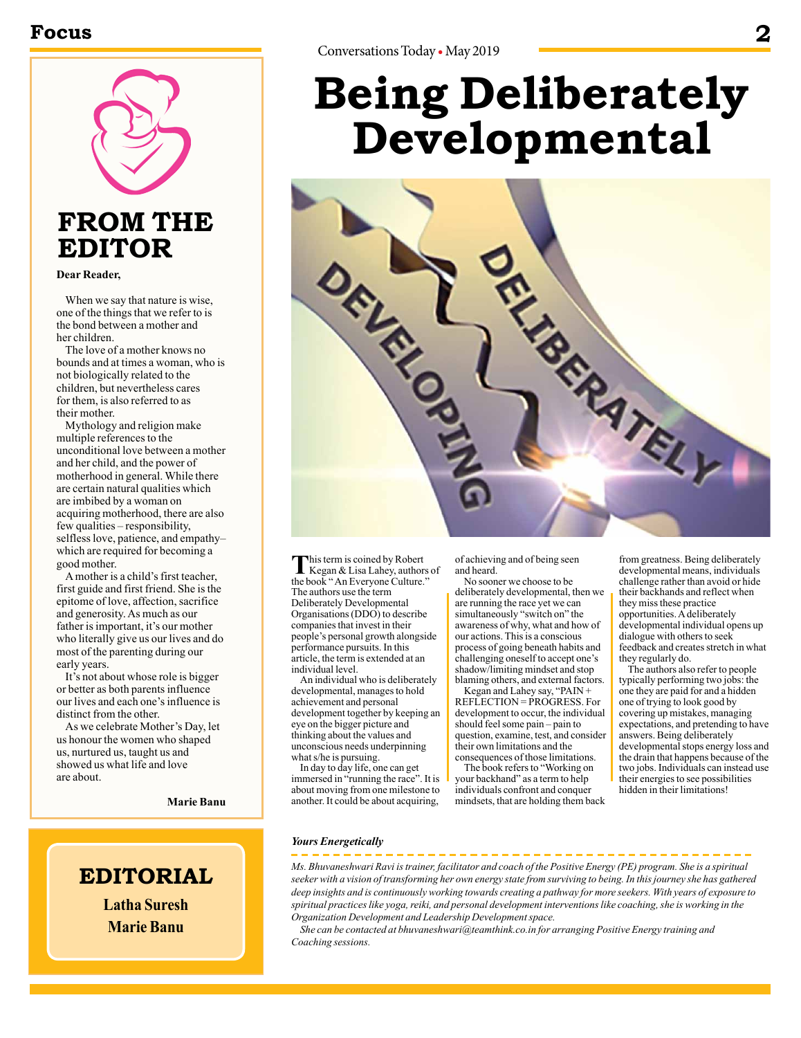# FROM THE EDITOR

**Dear Reader,**

When we say that nature is wise, one of the things that we refer to is the bond between a mother and her children.

The love of a mother knows no bounds and at times a woman, who is not biologically related to the children, but nevertheless cares for them, is also referred to as their mother.

Mythology and religion make multiple references to the unconditional love between a mother and her child, and the power of motherhood in general. While there are certain natural qualities which are imbibed by a woman on acquiring motherhood, there are also few qualities – responsibility, selfless love, patience, and empathy– which are required for becoming a good mother.

A mother is a child's first teacher, first guide and first friend. She is the epitome of love, affection, sacrifice and generosity. As much as our father is important, it's our mother who literally give us our lives and do most of the parenting during our early years.

It's not about whose role is bigger or better as both parents influence our lives and each one's influence is distinct from the other.

As we celebrate Mother's Day, let us honour the women who shaped us, nurtured us, taught us and showed us what life and love are about.

**Marie Banu**

## EDITORIAL

**Latha Suresh**

**Marie Banu**

# Being Deliberately Developmental

This term is coined by Robert Kegan & Lisa Lahey, authors of the book "An Everyone Culture." The authors use the term Deliberately Developmental Organisations (DDO) to describe companies that invest in their people's personal growth alongside performance pursuits. In this article, the term is extended at an individual level.

An individual who is deliberately developmental, manages to hold achievement and personal development together by keeping an eye on the bigger picture and thinking about the values and unconscious needs underpinning what s/he is pursuing.

In day to day life, one can get immersed in "running the race". It is about moving from one milestone to another. It could be about acquiring, of achieving and of being seen and heard.

No sooner we choose to be deliberately developmental, then we are running the race yet we can simultaneously "switch on" the awareness of why, what and how of our actions. This is a conscious process of going beneath habits and challenging oneself to accept one's shadow/limiting mindset and stop blaming others, and external factors.

Kegan and Lahey say, "PAIN + REFLECTION = PROGRESS. For development to occur, the individual should feel some pain – pain to question, examine, test, and consider their own limitations and the consequences of those limitations.

The book refers to "Working on your backhand" as a term to help individuals confront and conquer mindsets, that are holding them back from greatness. Being deliberately developmental means, individuals challenge rather than avoid or hide their backhands and reflect when they miss these practice opportunities. A deliberately developmental individual opens up dialogue with others to seek feedback and creates stretch in what they regularly do.

The authors also refer to people typically performing two jobs: the one they are paid for and a hidden one of trying to look good by covering up mistakes, managing expectations, and pretending to have answers. Being deliberately developmental stops energy loss and the drain that happens because of the two jobs. Individuals can instead use their energies to see possibilities hidden in their limitations!

***Yours Energetically***

*Ms. Bhuvaneshwari Ravi is trainer, facilitator and coach of the Positive Energy (PE) program. She is a spiritual seeker with a vision of transforming her own energy state from surviving to being. In this journey she has gathered deep insights and is continuously working towards creating a pathway for more seekers. With years of exposure to spiritual practices like yoga, reiki, and personal development interventions like coaching, she is working in the Organization Development and Leadership Development space.*

*She can be contacted at bhuvaneshwari@teamthink.co.in for arranging Positive Energy training and Coaching sessions.*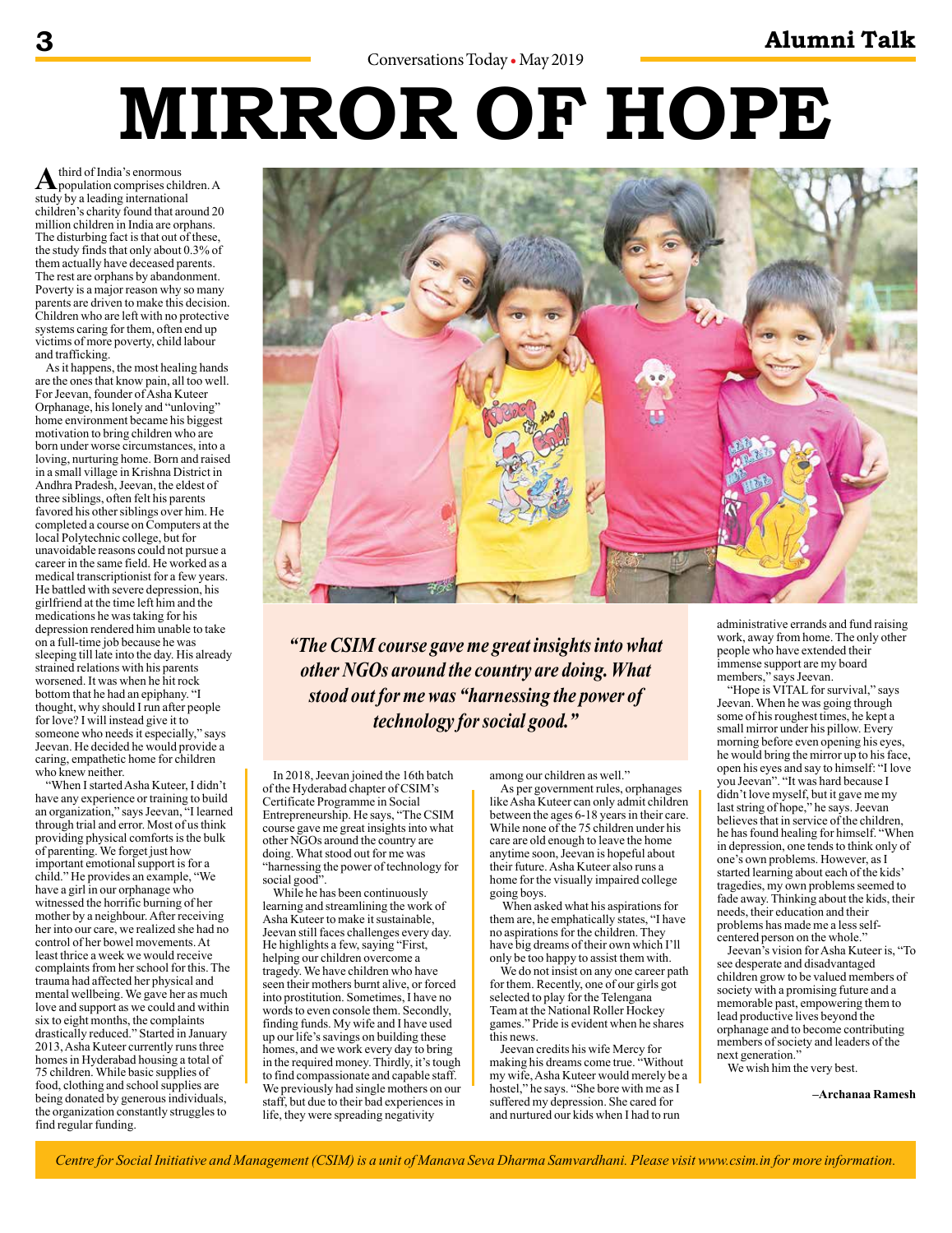# MIRROR OF HOPE

A third of India's enormous population comprises children. A study by a leading international children's charity found that around 20 million children in India are orphans. The disturbing fact is that out of these, the study finds that only about 0.3% of them actually have deceased parents. The rest are orphans by abandonment. Poverty is a major reason why so many parents are driven to make this decision. Children who are left with no protective systems caring for them, often end up victims of more poverty, child labour and trafficking.

As it happens, the most healing hands are the ones that know pain, all too well. For Jeevan, founder of Asha Kuteer Orphanage, his lonely and "unloving" home environment became his biggest motivation to bring children who are born under worse circumstances, into a loving, nurturing home. Born and raised in a small village in Krishna District in Andhra Pradesh, Jeevan, the eldest of three siblings, often felt his parents favored his other siblings over him. He completed a course on Computers at the local Polytechnic college, but for unavoidable reasons could not pursue a career in the same field. He worked as a medical transcriptionist for a few years. He battled with severe depression, his girlfriend at the time left him and the medications he was taking for his depression rendered him unable to take on a full-time job because he was sleeping till late into the day. His already strained relations with his parents worsened. It was when he hit rock bottom that he had an epiphany. "I thought, why should I run after people for love? I will instead give it to someone who needs it especially," says Jeevan. He decided he would provide a caring, empathetic home for children who knew neither.

"When I started Asha Kuteer, I didn't have any experience or training to build an organization," says Jeevan, "I learned through trial and error. Most of us think providing physical comforts is the bulk of parenting. We forget just how important emotional support is for a child." He provides an example, "We have a girl in our orphanage who witnessed the horrific burning of her mother by a neighbour. After receiving her into our care, we realized she had no control of her bowel movements. At least thrice a week we would receive complaints from her school for this. The trauma had affected her physical and mental wellbeing. We gave her as much love and support as we could and within six to eight months, the complaints drastically reduced." Started in January 2013, Asha Kuteer currently runs three homes in Hyderabad housing a total of 75 children. While basic supplies of food, clothing and school supplies are being donated by generous individuals, the organization constantly struggles to find regular funding.

*"The CSIM course gave me great insights into what other NGOs around the country are doing. What stood out for me was "harnessing the power of technology for social good."*

In 2018, Jeevan joined the 16th batch of the Hyderabad chapter of CSIM's Certificate Programme in Social Entrepreneurship. He says, "The CSIM course gave me great insights into what other NGOs around the country are doing. What stood out for me was "harnessing the power of technology for social good".

While he has been continuously learning and streamlining the work of Asha Kuteer to make it sustainable, Jeevan still faces challenges every day. He highlights a few, saying "First, helping our children overcome a tragedy. We have children who have seen their mothers burnt alive, or forced into prostitution. Sometimes, I have no words to even console them. Secondly, finding funds. My wife and I have used up our life's savings on building these homes, and we work every day to bring in the required money. Thirdly, it's tough to find compassionate and capable staff. We previously had single mothers on our staff, but due to their bad experiences in life, they were spreading negativity among our children as well."

As per government rules, orphanages like Asha Kuteer can only admit children between the ages 6-18 years in their care. While none of the 75 children under his care are old enough to leave the home anytime soon, Jeevan is hopeful about their future. Asha Kuteer also runs a home for the visually impaired college going boys.

When asked what his aspirations for them are, he emphatically states, "I have no aspirations for the children. They have big dreams of their own which I'll only be too happy to assist them with.

We do not insist on any one career path for them. Recently, one of our girls got selected to play for the Telengana Team at the National Roller Hockey games." Pride is evident when he shares this news.

Jeevan credits his wife Mercy for making his dreams come true. "Without my wife, Asha Kuteer would merely be a hostel," he says. "She bore with me as I suffered my depression. She cared for and nurtured our kids when I had to run administrative errands and fund raising work, away from home. The only other people who have extended their immense support are my board members," says Jeevan.

"Hope is VITAL for survival," says Jeevan. When he was going through some of his roughest times, he kept a small mirror under his pillow. Every morning before even opening his eyes, he would bring the mirror up to his face, open his eyes and say to himself: "I love you Jeevan". "It was hard because I didn't love myself, but it gave me my last string of hope," he says. Jeevan believes that in service of the children, he has found healing for himself. "When in depression, one tends to think only of one's own problems. However, as I started learning about each of the kids' tragedies, my own problems seemed to fade away. Thinking about the kids, their needs, their education and their problems has made me a less self-centered person on the whole."

Jeevan's vision for Asha Kuteer is, "To see desperate and disadvantaged children grow to be valued members of society with a promising future and a memorable past, empowering them to lead productive lives beyond the orphanage and to become contributing members of society and leaders of the next generation."

We wish him the very best.

**–Archanaa Ramesh**

*Centre for Social Initiative and Management (CSIM) is a unit of Manava Seva Dharma Samvardhani. Please visit www.csim.in for more information.*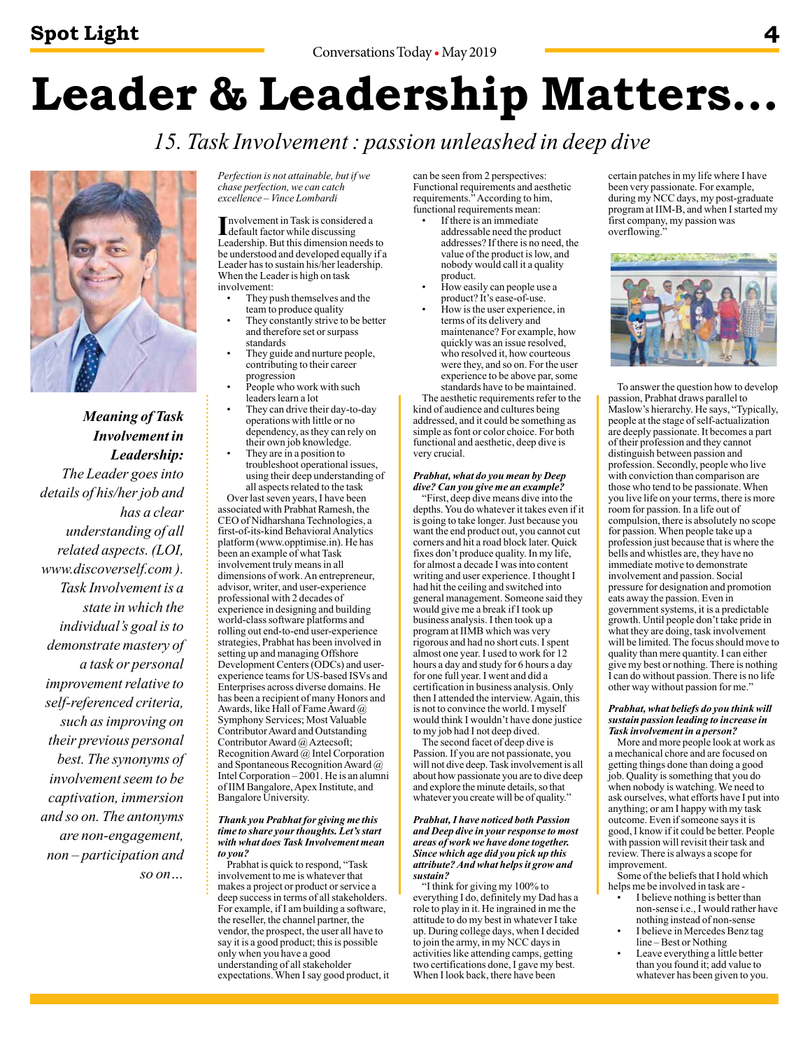# Leader & Leadership Matters...

## 15. Task Involvement : passion unleashed in deep dive

***Meaning of Task Involvement in Leadership:***

*The Leader goes into details of his/her job and has a clear understanding of all related aspects. (LOI, www.discoverself.com ). Task Involvement is a state in which the individual's goal is to demonstrate mastery of a task or personal improvement relative to self-referenced criteria, such as improving on their previous personal best. The synonyms of involvement seem to be captivation, immersion and so on. The antonyms are non-engagement, non – participation and so on...*

*Perfection is not attainable, but if we chase perfection, we can catch excellence – Vince Lombardi*

Involvement in Task is considered a default factor while discussing Leadership. But this dimension needs to be understood and developed equally if a Leader has to sustain his/her leadership. When the Leader is high on task involvement:

- They push themselves and the team to produce quality
- They constantly strive to be better and therefore set or surpass standards
- They guide and nurture people, contributing to their career progression
- People who work with such leaders learn a lot
- They can drive their day-to-day operations with little or no dependency, as they can rely on their own job knowledge.
- They are in a position to troubleshoot operational issues, using their deep understanding of all aspects related to the task

Over last seven years, I have been associated with Prabhat Ramesh, the CEO of Nidharshana Technologies, a first-of-its-kind Behavioral Analytics platform (www.opptimise.in). He has been an example of what Task involvement truly means in all dimensions of work. An entrepreneur, advisor, writer, and user-experience professional with 2 decades of experience in designing and building world-class software platforms and rolling out end-to-end user-experience strategies, Prabhat has been involved in setting up and managing Offshore Development Centers (ODCs) and user-experience teams for US-based ISVs and Enterprises across diverse domains. He has been a recipient of many Honors and Awards, like Hall of Fame Award @ Symphony Services; Most Valuable Contributor Award and Outstanding Contributor Award @ Aztecsoft; Recognition Award @ Intel Corporation and Spontaneous Recognition Award @ Intel Corporation – 2001. He is an alumni of IIM Bangalore, Apex Institute, and Bangalore University.

***Thank you Prabhat for giving me this time to share your thoughts. Let's start with what does Task Involvement mean to you?***

Prabhat is quick to respond, "Task involvement to me is whatever that makes a project or product or service a deep success in terms of all stakeholders. For example, if I am building a software, the reseller, the channel partner, the vendor, the prospect, the user all have to say it is a good product; this is possible only when you have a good understanding of all stakeholder expectations. When I say good product, it can be seen from 2 perspectives: Functional requirements and aesthetic requirements." According to him, functional requirements mean:

- If there is an immediate addressable need the product addresses? If there is no need, the value of the product is low, and nobody would call it a quality product.
- How easily can people use a product? It's ease-of-use.
- How is the user experience, in terms of its delivery and maintenance? For example, how quickly was an issue resolved, who resolved it, how courteous were they, and so on. For the user experience to be above par, some standards have to be maintained.

The aesthetic requirements refer to the kind of audience and cultures being addressed, and it could be something as simple as font or color choice. For both functional and aesthetic, deep dive is very crucial.

***Prabhat, what do you mean by Deep dive? Can you give me an example?***

"First, deep dive means dive into the depths. You do whatever it takes even if it is going to take longer. Just because you want the end product out, you cannot cut corners and hit a road block later. Quick fixes don't produce quality. In my life, for almost a decade I was into content writing and user experience. I thought I had hit the ceiling and switched into general management. Someone said they would give me a break if I took up business analysis. I then took up a program at IIMB which was very rigorous and had no short cuts. I spent almost one year. I used to work for 12 hours a day and study for 6 hours a day for one full year. I went and did a certification in business analysis. Only then I attended the interview. Again, this is not to convince the world. I myself would think I wouldn't have done justice to my job had I not deep dived.

The second facet of deep dive is Passion. If you are not passionate, you will not dive deep. Task involvement is all about how passionate you are to dive deep and explore the minute details, so that whatever you create will be of quality."

***Prabhat, I have noticed both Passion and Deep dive in your response to most areas of work we have done together. Since which age did you pick up this attribute? And what helps it grow and sustain?***

"I think for giving my 100% to everything I do, definitely my Dad has a role to play in it. He ingrained in me the attitude to do my best in whatever I take up. During college days, when I decided to join the army, in my NCC days in activities like attending camps, getting two certifications done, I gave my best. When I look back, there have been certain patches in my life where I have been very passionate. For example, during my NCC days, my post-graduate program at IIM-B, and when I started my first company, my passion was overflowing."

To answer the question how to develop passion, Prabhat draws parallel to Maslow's hierarchy. He says, "Typically, people at the stage of self-actualization are deeply passionate. It becomes a part of their profession and they cannot distinguish between passion and profession. Secondly, people who live with conviction than comparison are those who tend to be passionate. When you live life on your terms, there is more room for passion. In a life out of compulsion, there is absolutely no scope for passion. When people take up a profession just because that is where the bells and whistles are, they have no immediate motive to demonstrate involvement and passion. Social pressure for designation and promotion eats away the passion. Even in government systems, it is a predictable growth. Until people don't take pride in what they are doing, task involvement will be limited. The focus should move to quality than mere quantity. I can either give my best or nothing. There is nothing I can do without passion. There is no life other way without passion for me."

***Prabhat, what beliefs do you think will sustain passion leading to increase in Task involvement in a person?***

More and more people look at work as a mechanical chore and are focused on getting things done than doing a good job. Quality is something that you do when nobody is watching. We need to ask ourselves, what efforts have I put into anything; or am I happy with my task outcome. Even if someone says it is good, I know if it could be better. People with passion will revisit their task and review. There is always a scope for improvement.

Some of the beliefs that I hold which helps me be involved in task are -

- I believe nothing is better than non-sense i.e., I would rather have nothing instead of non-sense
- I believe in Mercedes Benz tag line – Best or Nothing
- Leave everything a little better than you found it; add value to whatever has been given to you.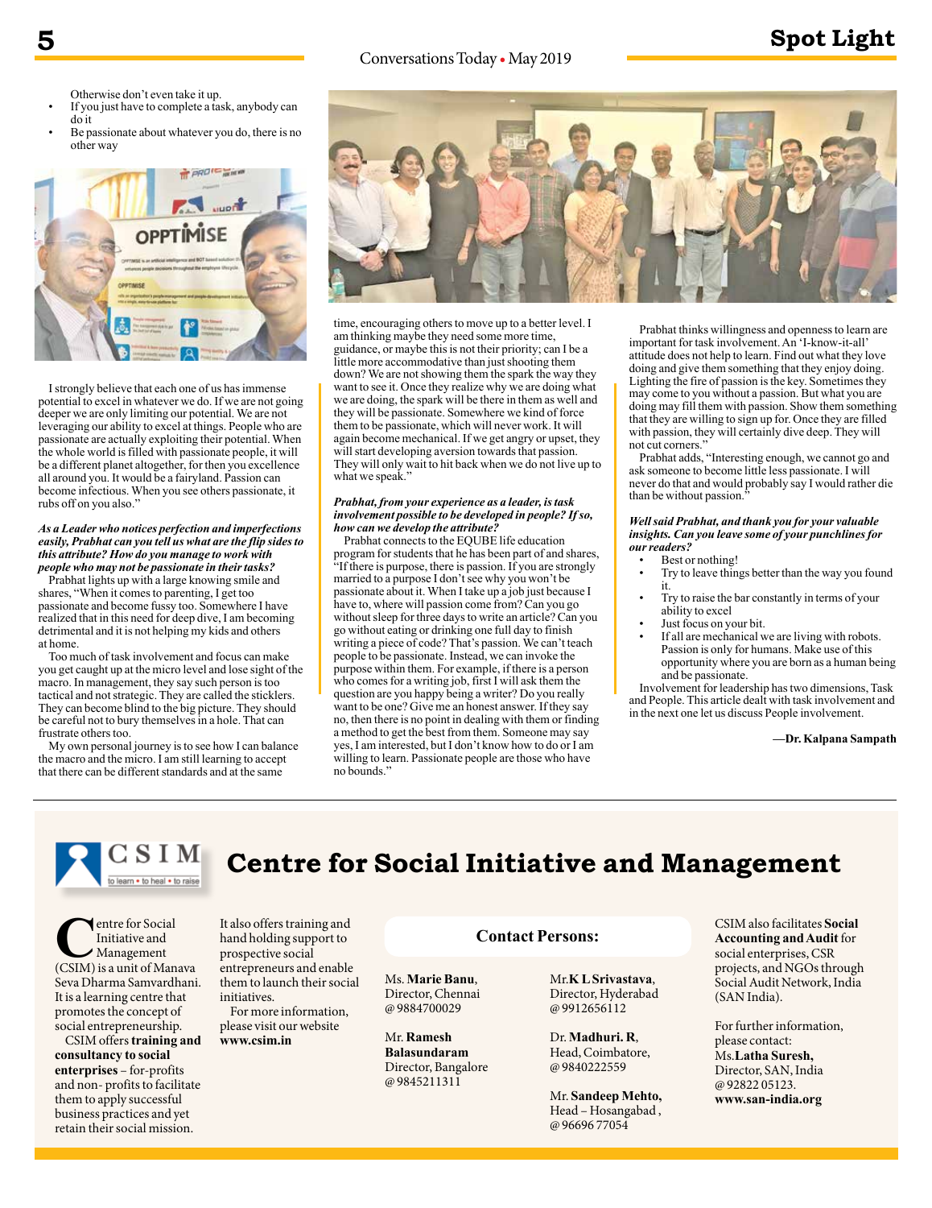Otherwise don't even take it up.

- If you just have to complete a task, anybody can do it
- Be passionate about whatever you do, there is no other way

I strongly believe that each one of us has immense potential to excel in whatever we do. If we are not going deeper we are only limiting our potential. We are not leveraging our ability to excel at things. People who are passionate are actually exploiting their potential. When the whole world is filled with passionate people, it will be a different planet altogether, for then you excellence all around you. It would be a fairyland. Passion can become infectious. When you sees others passionate, it rubs off on you also."

***As a Leader who notices perfection and imperfections easily, Prabhat can you tell us what are the flip sides to this attribute? How do you manage to work with people who may not be passionate in their tasks?***

Prabhat lights up with a large knowing smile and shares, "When it comes to parenting, I get too passionate and become fussy too. Somewhere I have realized that in this need for deep dive, I am becoming detrimental and it is not helping my kids and others at home.

Too much of task involvement and focus can make you get caught up at the micro level and lose sight of the macro. In management, they say such person is too tactical and not strategic. They are called the sticklers. They can become blind to the big picture. They should be careful not to bury themselves in a hole. That can frustrate others too.

My own personal journey is to see how I can balance the macro and the micro. I am still learning to accept that there can be different standards and at the same time, encouraging others to move up to a better level. I am thinking maybe they need some more time, guidance, or maybe this is not their priority; can I be a little more accommodative than just shooting them down? We are not showing them the spark the way they want to see it. Once they realize why we are doing what we are doing, the spark will be there in them as well and they will be passionate. Somewhere we kind of force them to be passionate, which will never work. It will again become mechanical. If we get angry or upset, they will start developing aversion towards that passion. They will only wait to hit back when we do not live up to what we speak."

***Prabhat, from your experience as a leader, is task involvement possible to be developed in people? If so, how can we develop the attribute?***

Prabhat connects to the EQUBE life education program for students that he has been part of and shares, "If there is purpose, there is passion. If you are strongly married to a purpose I don't see why you won't be passionate about it. When I take up a job just because I have to, where will passion come from? Can you go without sleep for three days to write an article? Can you go without eating or drinking one full day to finish writing a piece of code? That's passion. We can't teach people to be passionate. Instead, we can invoke the purpose within them. For example, if there is a person who comes for a writing job, first I will ask them the question are you happy being a writer? Do you really want to be one? Give me an honest answer. If they say no, then there is no point in dealing with them or finding a method to get the best from them. Someone may say yes, I am interested, but I don't know how to do or I am willing to learn. Passionate people are those who have no bounds."

Prabhat thinks willingness and openness to learn are important for task involvement. An 'I-know-it-all' attitude does not help to learn. Find out what they love doing and give them something that they enjoy doing. Lighting the fire of passion is the key. Sometimes they may come to you without a passion. But what you are doing may fill them with passion. Show them something that they are willing to sign up for. Once they are filled with passion, they will certainly dive deep. They will not cut corners."

Prabhat adds, "Interesting enough, we cannot go and ask someone to become little less passionate. I will never do that and would probably say I would rather die than be without passion."

***Well said Prabhat, and thank you for your valuable insights. Can you leave some of your punchlines for our readers?***

- Best or nothing!
- Try to leave things better than the way you found it.
- Try to raise the bar constantly in terms of your ability to excel
- Just focus on your bit.
- If all are mechanical we are living with robots. Passion is only for humans. Make use of this opportunity where you are born as a human being and be passionate.

Involvement for leadership has two dimensions, Task and People. This article dealt with task involvement and in the next one let us discuss People involvement.

**—Dr. Kalpana Sampath**

---

# Centre for Social Initiative and Management

Centre for Social Initiative and Management (CSIM) is a unit of Manava Seva Dharma Samvardhani. It is a learning centre that promotes the concept of social entrepreneurship.

CSIM offers **training and consultancy to social enterprises** – for-profits and non- profits to facilitate them to apply successful business practices and yet retain their social mission.

It also offers training and hand holding support to prospective social entrepreneurs and enable them to launch their social initiatives.

For more information, please visit our website **www.csim.in**

**Contact Persons:**

Ms. **Marie Banu**, Director, Chennai @ 9884700029

Mr. **Ramesh Balasundaram** Director, Bangalore @ 9845211311

Mr.**K L Srivastava**, Director, Hyderabad @ 9912656112

Dr. **Madhuri. R**, Head, Coimbatore, @ 9840222559

Mr. **Sandeep Mehto,** Head – Hosangabad , @ 96696 77054

CSIM also facilitates **Social Accounting and Audit** for social enterprises, CSR projects, and NGOs through Social Audit Network, India (SAN India).

For further information, please contact: Ms.**Latha Suresh,** Director, SAN, India @ 92822 05123. **www.san-india.org**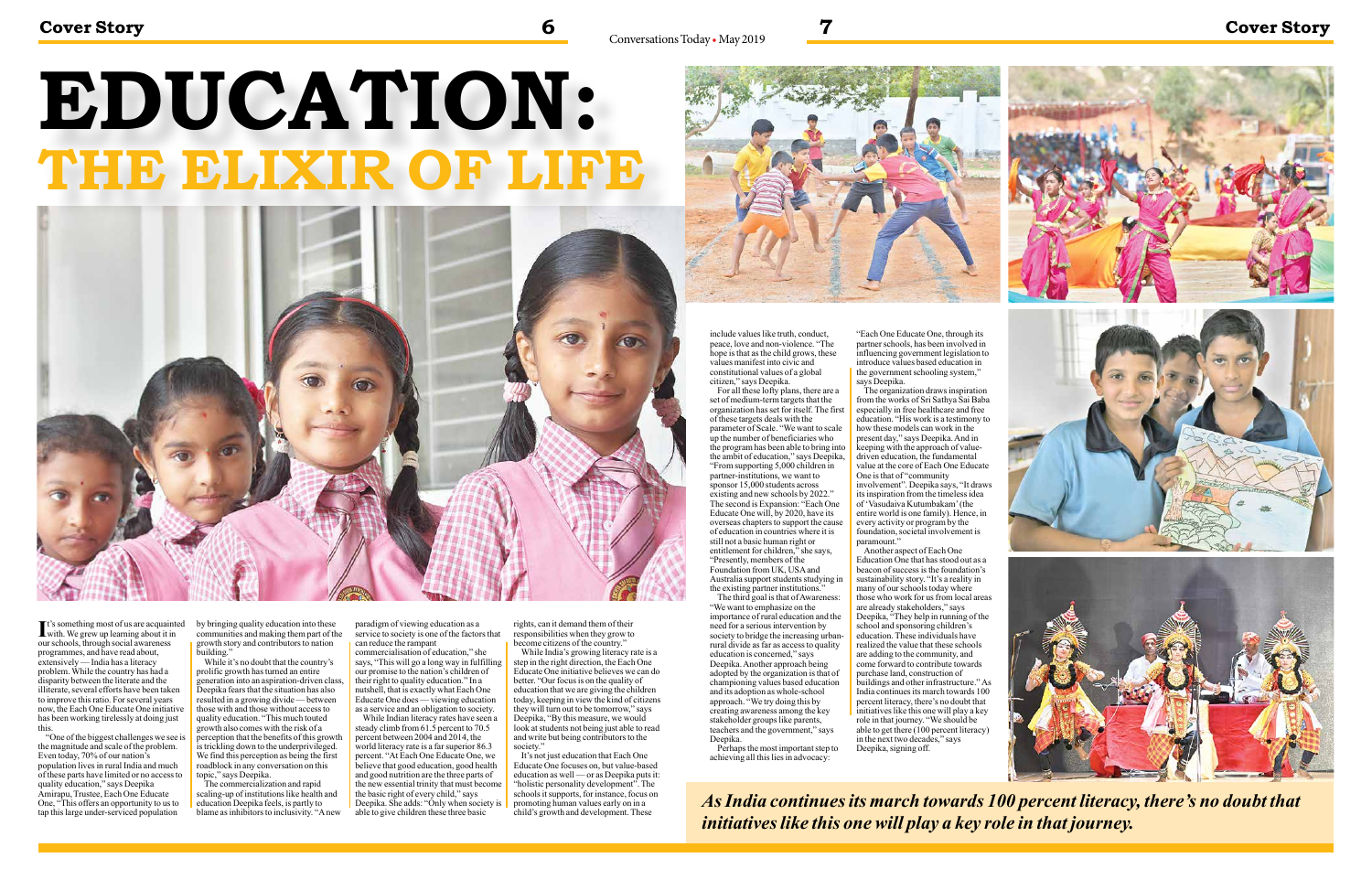# EDUCATION: THE ELIXIR OF LIFE

It's something most of us are acquainted with. We grew up learning about it in our schools, through social awareness programmes, and have read about, extensively — India has a literacy problem. While the country has had a disparity between the literate and the illiterate, several efforts have been taken to improve this ratio. For several years now, the Each One Educate One initiative has been working tirelessly at doing just this.

"One of the biggest challenges we see is the magnitude and scale of the problem. Even today, 70% of our nation's population lives in rural India and much of these parts have limited or no access to quality education," says Deepika Amirapu, Trustee, Each One Educate One. "This offers an opportunity to us to tap this large under-serviced population by bringing quality education into these communities and making them part of the growth story and contributors to nation building."

While it's no doubt that the country's prolific growth has turned an entire generation into an aspiration-driven class, Deepika fears that the situation has also resulted in a growing divide — between those with and those without access to quality education. "This much touted growth also comes with the risk of a perception that the benefits of this growth is trickling down to the underprivileged. We find this perception as being the first roadblock in any conversation on this topic," says Deepika.

The commercialization and rapid scaling-up of institutions like health and education Deepika feels, is partly to blame as inhibitors to inclusivity. "A new paradigm of viewing education as a service to society is one of the factors that can reduce the rampant commercialisation of education," she says, "This will go a long way in fulfilling our promise to the nation's children of their right to quality education." In a nutshell, that is exactly what Each One Educate One does — viewing education as a service and an obligation to society.

While Indian literacy rates have seen a steady climb from 61.5 percent to 70.5 percent between 2004 and 2014, the world literacy rate is a far superior 86.3 percent. "At Each One Educate One, we believe that good education, good health and good nutrition are the three parts of the new essential trinity that must become the basic right of every child," says Deepika. She adds: "Only when society is able to give children these three basic rights, can it demand them of their responsibilities when they grow to become citizens of the country."

While India's growing literacy rate is a step in the right direction, the Each One Educate One initiative believes we can do better. "Our focus is on the quality of education that we are giving the children today, keeping in view the kind of citizens they will turn out to be tomorrow," says Deepika, "By this measure, we would look at students not being just able to read and write but being contributors to the society."

It's not just education that Each One Educate One focuses on, but value-based education as well — or as Deepika puts it: "holistic personality development". The schools it supports, for instance, focus on promoting human values early on in a child's growth and development. These include values like truth, conduct, peace, love and non-violence. "The hope is that as the child grows, these values manifest into civic and constitutional values of a global citizen," says Deepika.

For all these lofty plans, there are a set of medium-term targets that the organization has set for itself. The first of these targets deals with the parameter of Scale. "We want to scale up the number of beneficiaries who the program has been able to bring into the ambit of education," says Deepika, "From supporting 5,000 children in partner-institutions, we want to sponsor 15,000 students across existing and new schools by 2022." The second is Expansion: "Each One Educate One will, by 2020, have its overseas chapters to support the cause of education in countries where it is still not a basic human right or entitlement for children," she says, "Presently, members of the Foundation from UK, USA and Australia support students studying in the existing partner institutions."

The third goal is that of Awareness: "We want to emphasize on the importance of rural education and the need for a serious intervention by society to bridge the increasing urban-rural divide as far as access to quality education is concerned," says Deepika. Another approach being adopted by the organization is that of championing values based education and its adoption as whole-school approach. "We try doing this by creating awareness among the key stakeholder groups like parents, teachers and the government," says Deepika.

Perhaps the most important step to achieving all this lies in advocacy: "Each One Educate One, through its partner schools, has been involved in influencing government legislation to introduce values based education in the government schooling system," says Deepika.

The organization draws inspiration from the works of Sri Sathya Sai Baba especially in free healthcare and free education. "His work is a testimony to how these models can work in the present day," says Deepika. And in keeping with the approach of value-driven education, the fundamental value at the core of Each One Educate One is that of "community involvement". Deepika says, "It draws its inspiration from the timeless idea of 'Vasudaiva Kutumbakam' (the entire world is one family). Hence, in every activity or program by the foundation, societal involvement is paramount."

Another aspect of Each One Education One that has stood out as a beacon of success is the foundation's sustainability story. "It's a reality in many of our schools today where those who work for us from local areas are already stakeholders," says Deepika, "They help in running of the school and sponsoring children's education. These individuals have realized the value that these schools are adding to the community, and come forward to contribute towards purchase land, construction of buildings and other infrastructure." As India continues its march towards 100 percent literacy, there's no doubt that initiatives like this one will play a key role in that journey. "We should be able to get there (100 percent literacy) in the next two decades," says Deepika, signing off.

***As India continues its march towards 100 percent literacy, there's no doubt that initiatives like this one will play a key role in that journey.***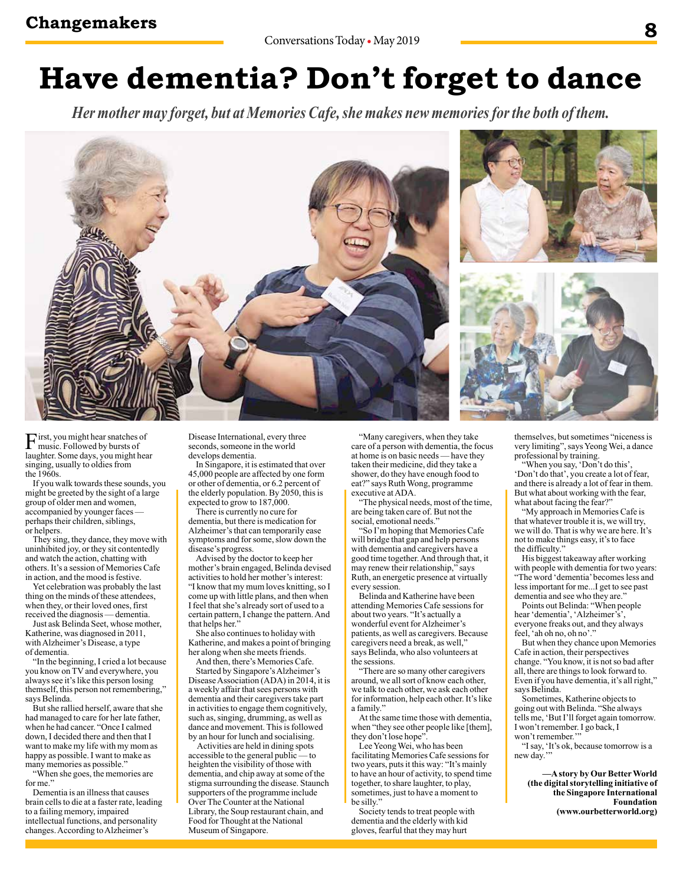# Have dementia? Don't forget to dance

*Her mother may forget, but at Memories Cafe, she makes new memories for the both of them.*

First, you might hear snatches of music. Followed by bursts of laughter. Some days, you might hear singing, usually to oldies from the 1960s.

If you walk towards these sounds, you might be greeted by the sight of a large group of older men and women, accompanied by younger faces — perhaps their children, siblings, or helpers.

They sing, they dance, they move with uninhibited joy, or they sit contentedly and watch the action, chatting with others. It's a session of Memories Cafe in action, and the mood is festive.

Yet celebration was probably the last thing on the minds of these attendees, when they, or their loved ones, first received the diagnosis — dementia.

Just ask Belinda Seet, whose mother, Katherine, was diagnosed in 2011, with Alzheimer's Disease, a type of dementia.

"In the beginning, I cried a lot because you know on TV and everywhere, you always see it's like this person losing themself, this person not remembering," says Belinda.

But she rallied herself, aware that she had managed to care for her late father, when he had cancer. "Once I calmed down, I decided there and then that I want to make my life with my mom as happy as possible. I want to make as many memories as possible."

"When she goes, the memories are for me."

Dementia is an illness that causes brain cells to die at a faster rate, leading to a failing memory, impaired intellectual functions, and personality changes. According to Alzheimer's Disease International, every three seconds, someone in the world develops dementia.

In Singapore, it is estimated that over 45,000 people are affected by one form or other of dementia, or 6.2 percent of the elderly population. By 2050, this is expected to grow to 187,000.

There is currently no cure for dementia, but there is medication for Alzheimer's that can temporarily ease symptoms and for some, slow down the disease's progress.

Advised by the doctor to keep her mother's brain engaged, Belinda devised activities to hold her mother's interest: "I know that my mum loves knitting, so I come up with little plans, and then when I feel that she's already sort of used to a certain pattern, I change the pattern. And that helps her."

She also continues to holiday with Katherine, and makes a point of bringing her along when she meets friends.

And then, there's Memories Cafe.

Started by Singapore's Alzheimer's Disease Association (ADA) in 2014, it is a weekly affair that sees persons with dementia and their caregivers take part in activities to engage them cognitively, such as, singing, drumming, as well as dance and movement. This is followed by an hour for lunch and socialising.

Activities are held in dining spots accessible to the general public — to heighten the visibility of those with dementia, and chip away at some of the stigma surrounding the disease. Staunch supporters of the programme include Over The Counter at the National Library, the Soup restaurant chain, and Food for Thought at the National Museum of Singapore.

"Many caregivers, when they take care of a person with dementia, the focus at home is on basic needs — have they taken their medicine, did they take a shower, do they have enough food to eat?" says Ruth Wong, programme executive at ADA.

"The physical needs, most of the time, are being taken care of. But not the social, emotional needs."

"So I'm hoping that Memories Cafe will bridge that gap and help persons with dementia and caregivers have a good time together. And through that, it may renew their relationship," says Ruth, an energetic presence at virtually every session.

Belinda and Katherine have been attending Memories Cafe sessions for about two years. "It's actually a wonderful event for Alzheimer's patients, as well as caregivers. Because caregivers need a break, as well," says Belinda, who also volunteers at the sessions.

"There are so many other caregivers around, we all sort of know each other, we talk to each other, we ask each other for information, help each other. It's like a family."

At the same time those with dementia, when "they see other people like [them], they don't lose hope".

Lee Yeong Wei, who has been facilitating Memories Cafe sessions for two years, puts it this way: "It's mainly to have an hour of activity, to spend time together, to share laughter, to play, sometimes, just to have a moment to be silly."

Society tends to treat people with dementia and the elderly with kid gloves, fearful that they may hurt themselves, but sometimes "niceness is very limiting", says Yeong Wei, a dance professional by training.

"When you say, 'Don't do this', 'Don't do that', you create a lot of fear, and there is already a lot of fear in them. But what about working with the fear, what about facing the fear?"

"My approach in Memories Cafe is that whatever trouble it is, we will try, we will do. That is why we are here. It's not to make things easy, it's to face the difficulty."

His biggest takeaway after working with people with dementia for two years: "The word 'dementia' becomes less and less important for me...I get to see past dementia and see who they are."

Points out Belinda: "When people hear 'dementia', 'Alzheimer's', everyone freaks out, and they always feel, 'ah oh no, oh no'."

But when they chance upon Memories Cafe in action, their perspectives change. "You know, it is not so bad after all, there are things to look forward to. Even if you have dementia, it's all right," says Belinda.

Sometimes, Katherine objects to going out with Belinda. "She always tells me, 'But I'll forget again tomorrow. I won't remember. I go back, I won't remember.'"

"I say, 'It's ok, because tomorrow is a new day.'"

**—A story by Our Better World (the digital storytelling initiative of the Singapore International Foundation) (www.ourbetterworld.org)**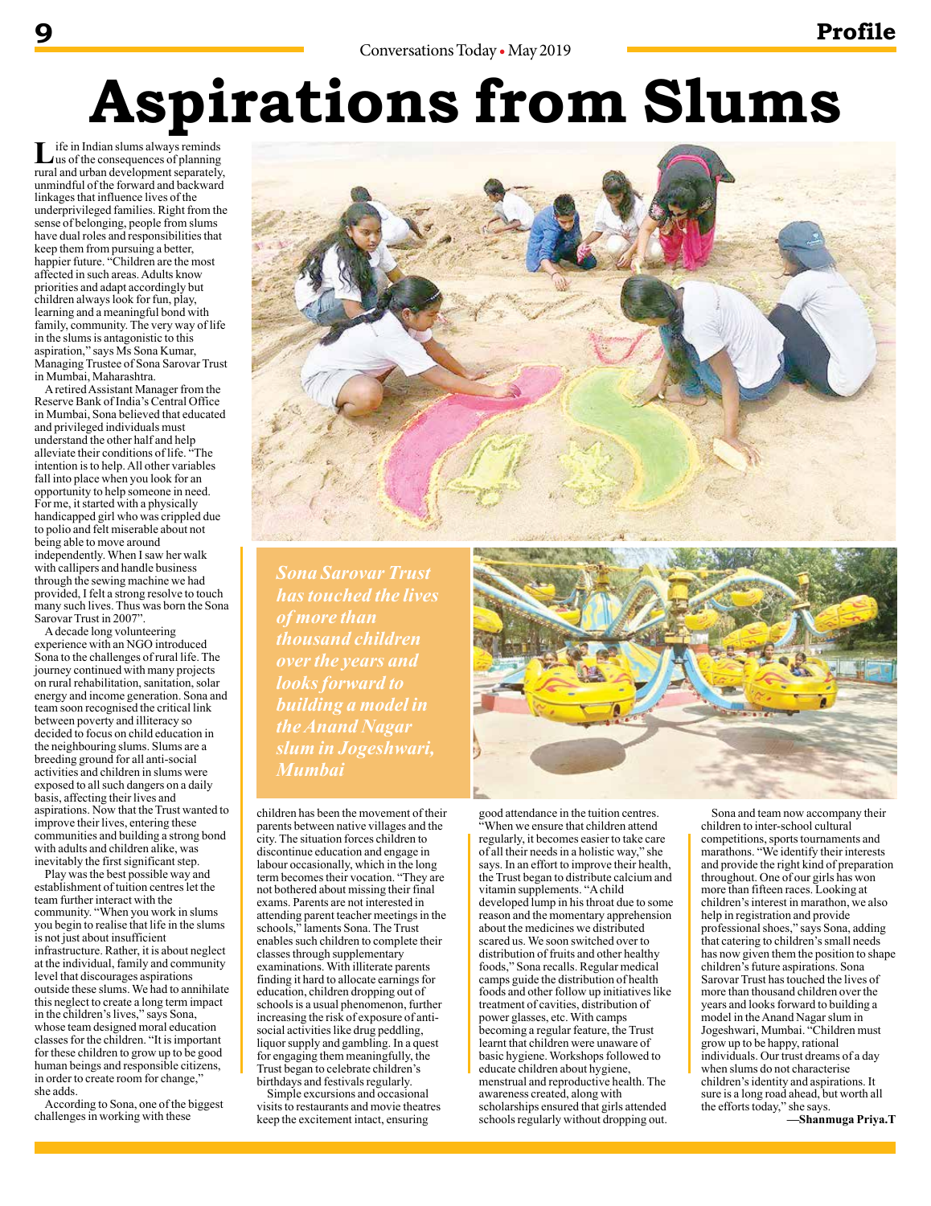# Aspirations from Slums

Life in Indian slums always reminds us of the consequences of planning rural and urban development separately, unmindful of the forward and backward linkages that influence lives of the underprivileged families. Right from the sense of belonging, people from slums have dual roles and responsibilities that keep them from pursuing a better, happier future. "Children are the most affected in such areas. Adults know priorities and adapt accordingly but children always look for fun, play, learning and a meaningful bond with family, community. The very way of life in the slums is antagonistic to this aspiration," says Ms Sona Kumar, Managing Trustee of Sona Sarovar Trust in Mumbai, Maharashtra.

A retired Assistant Manager from the Reserve Bank of India's Central Office in Mumbai, Sona believed that educated and privileged individuals must understand the other half and help alleviate their conditions of life. "The intention is to help. All other variables fall into place when you look for an opportunity to help someone in need. For me, it started with a physically handicapped girl who was crippled due to polio and felt miserable about not being able to move around independently. When I saw her walk with callipers and handle business through the sewing machine we had provided, I felt a strong resolve to touch many such lives. Thus was born the Sona Sarovar Trust in 2007".

A decade long volunteering experience with an NGO introduced Sona to the challenges of rural life. The journey continued with many projects on rural rehabilitation, sanitation, solar energy and income generation. Sona and team soon recognised the critical link between poverty and illiteracy so decided to focus on child education in the neighbouring slums. Slums are a breeding ground for all anti-social activities and children in slums were exposed to all such dangers on a daily basis, affecting their lives and aspirations. Now that the Trust wanted to improve their lives, entering these communities and building a strong bond with adults and children alike, was inevitably the first significant step.

Play was the best possible way and establishment of tuition centres let the team further interact with the community. "When you work in slums you begin to realise that life in the slums is not just about insufficient infrastructure. Rather, it is about neglect at the individual, family and community level that discourages aspirations outside these slums. We had to annihilate this neglect to create a long term impact in the children's lives," says Sona, whose team designed moral education classes for the children. "It is important for these children to grow up to be good human beings and responsible citizens, in order to create room for change," she adds.

*Sona Sarovar Trust has touched the lives of more than thousand children over the years and looks forward to building a model in the Anand Nagar slum in Jogeshwari, Mumbai*

According to Sona, one of the biggest challenges in working with these children has been the movement of their parents between native villages and the city. The situation forces children to discontinue education and engage in labour occasionally, which in the long term becomes their vocation. "They are not bothered about missing their final exams. Parents are not interested in attending parent teacher meetings in the schools," laments Sona. The Trust enables such children to complete their classes through supplementary examinations. With illiterate parents finding it hard to allocate earnings for education, children dropping out of schools is a usual phenomenon, further increasing the risk of exposure of anti-social activities like drug peddling, liquor supply and gambling. In a quest for engaging them meaningfully, the Trust began to celebrate children's birthdays and festivals regularly.

Simple excursions and occasional visits to restaurants and movie theatres keep the excitement intact, ensuring good attendance in the tuition centres. "When we ensure that children attend regularly, it becomes easier to take care of all their needs in a holistic way," she says. In an effort to improve their health, the Trust began to distribute calcium and vitamin supplements. "A child developed lump in his throat due to some reason and the momentary apprehension about the medicines we distributed scared us. We soon switched over to distribution of fruits and other healthy foods," Sona recalls. Regular medical camps guide the distribution of health foods and other follow up initiatives like treatment of cavities, distribution of power glasses, etc. With camps becoming a regular feature, the Trust learnt that children were unaware of basic hygiene. Workshops followed to educate children about hygiene, menstrual and reproductive health. The awareness created, along with scholarships ensured that girls attended schools regularly without dropping out.

Sona and team now accompany their children to inter-school cultural competitions, sports tournaments and marathons. "We identify their interests and provide the right kind of preparation throughout. One of our girls has won more than fifteen races. Looking at children's interest in marathon, we also help in registration and provide professional shoes," says Sona, adding that catering to children's small needs has now given them the position to shape children's future aspirations. Sona Sarovar Trust has touched the lives of more than thousand children over the years and looks forward to building a model in the Anand Nagar slum in Jogeshwari, Mumbai. "Children must grow up to be happy, rational individuals. Our trust dreams of a day when slums do not characterise children's identity and aspirations. It sure is a long road ahead, but worth all the efforts today," she says.

**—Shanmuga Priya.T**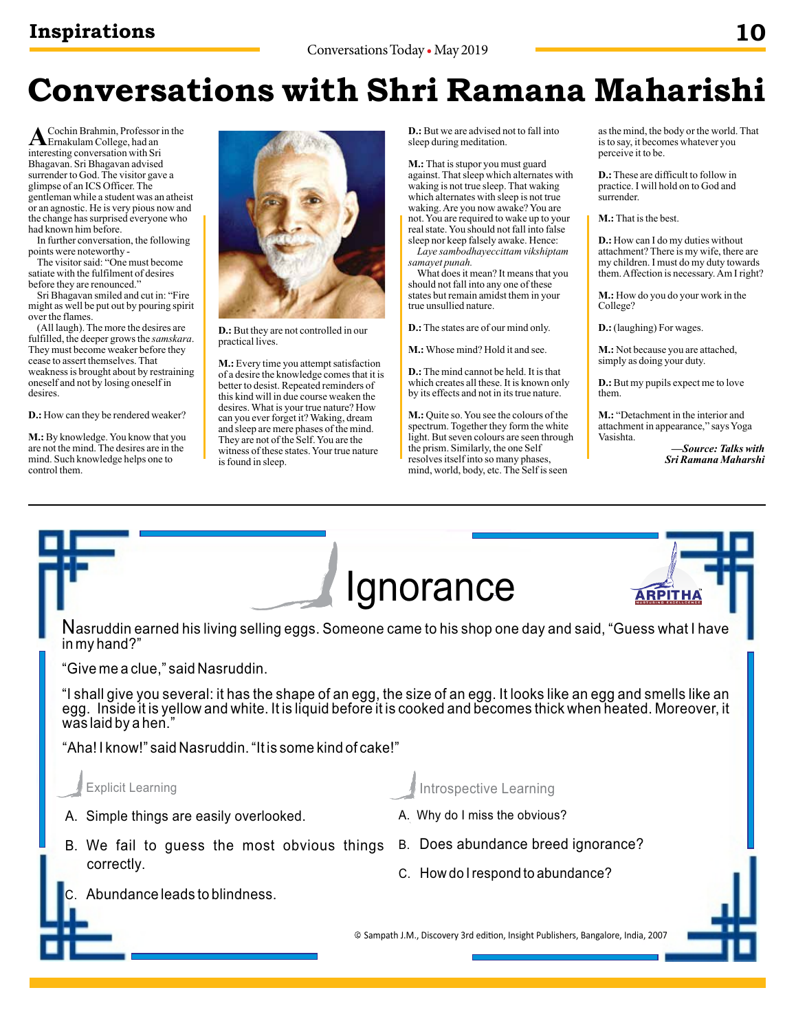# Conversations with Shri Ramana Maharishi

A Cochin Brahmin, Professor in the Ernakulam College, had an interesting conversation with Sri Bhagavan. Sri Bhagavan advised surrender to God. The visitor gave a glimpse of an ICS Officer. The gentleman while a student was an atheist or an agnostic. He is very pious now and the change has surprised everyone who had known him before.

In further conversation, the following points were noteworthy -

The visitor said: "One must become satiate with the fulfilment of desires before they are renounced."

Sri Bhagavan smiled and cut in: "Fire might as well be put out by pouring spirit over the flames.

(All laugh). The more the desires are fulfilled, the deeper grows the *samskara*. They must become weaker before they cease to assert themselves. That weakness is brought about by restraining oneself and not by losing oneself in desires.

**D.:** How can they be rendered weaker?

**M.:** By knowledge. You know that you are not the mind. The desires are in the mind. Such knowledge helps one to control them.

**D.:** But they are not controlled in our practical lives.

**M.:** Every time you attempt satisfaction of a desire the knowledge comes that it is better to desist. Repeated reminders of this kind will in due course weaken the desires. What is your true nature? How can you ever forget it? Waking, dream and sleep are mere phases of the mind. They are not of the Self. You are the witness of these states. Your true nature is found in sleep.

**D.:** But we are advised not to fall into sleep during meditation.

**M.:** That is stupor you must guard against. That sleep which alternates with waking is not true sleep. That waking which alternates with sleep is not true waking. Are you now awake? You are not. You are required to wake up to your real state. You should not fall into false sleep nor keep falsely awake. Hence:

*Laye sambodhayeccittam vikshiptam samayet punah.*

What does it mean? It means that you should not fall into any one of these states but remain amidst them in your true unsullied nature.

**D.:** The states are of our mind only.

**M.:** Whose mind? Hold it and see.

**D.:** The mind cannot be held. It is that which creates all these. It is known only by its effects and not in its true nature.

**M.:** Quite so. You see the colours of the spectrum. Together they form the white light. But seven colours are seen through the prism. Similarly, the one Self resolves itself into so many phases, mind, world, body, etc. The Self is seen as the mind, the body or the world. That is to say, it becomes whatever you perceive it to be.

**D.:** These are difficult to follow in practice. I will hold on to God and surrender.

**M.:** That is the best.

**D.:** How can I do my duties without attachment? There is my wife, there are my children. I must do my duty towards them. Affection is necessary. Am I right?

**M.:** How do you do your work in the College?

**D.:** (laughing) For wages.

**M.:** Not because you are attached, simply as doing your duty.

**D.:** But my pupils expect me to love them.

**M.:** "Detachment in the interior and attachment in appearance," says Yoga Vasishta.

***—Source: Talks with Sri Ramana Maharshi***

---

# Ignorance

Nasruddin earned his living selling eggs. Someone came to his shop one day and said, "Guess what I have in my hand?"

"Give me a clue," said Nasruddin.

"I shall give you several: it has the shape of an egg, the size of an egg. It looks like an egg and smells like an egg. Inside it is yellow and white. It is liquid before it is cooked and becomes thick when heated. Moreover, it was laid by a hen."

"Aha! I know!" said Nasruddin. "It is some kind of cake!"

### Explicit Learning

A. Simple things are easily overlooked.

B. We fail to guess the most obvious things correctly.

C. Abundance leads to blindness.

### Introspective Learning

A. Why do I miss the obvious?

B. Does abundance breed ignorance?

C. How do I respond to abundance?

© Sampath J.M., Discovery 3rd edition, Insight Publishers, Bangalore, India, 2007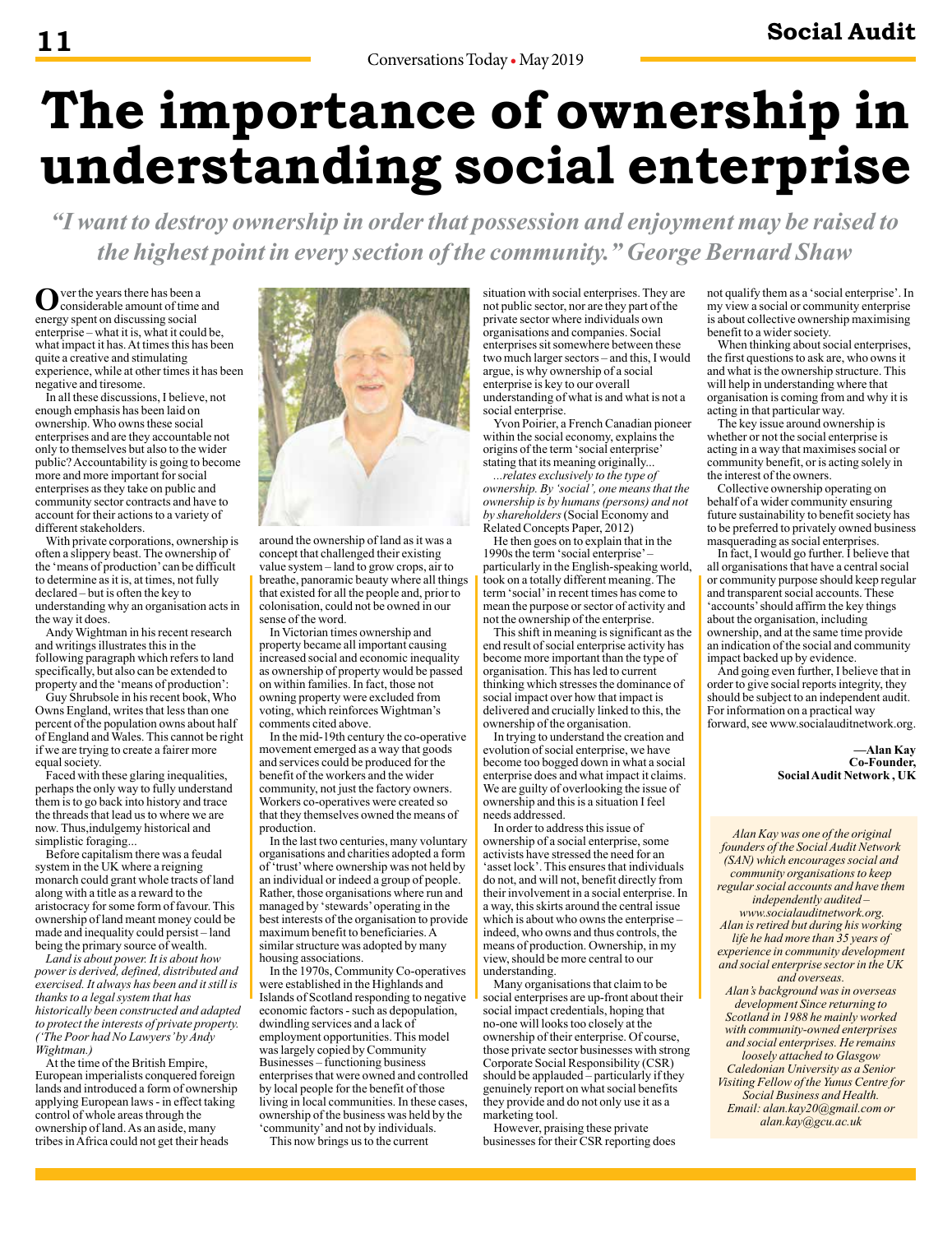# The importance of ownership in understanding social enterprise

*"I want to destroy ownership in order that possession and enjoyment may be raised to the highest point in every section of the community." George Bernard Shaw*

Over the years there has been a considerable amount of time and energy spent on discussing social enterprise – what it is, what it could be, what impact it has. At times this has been quite a creative and stimulating experience, while at other times it has been negative and tiresome.

In all these discussions, I believe, not enough emphasis has been laid on ownership. Who owns these social enterprises and are they accountable not only to themselves but also to the wider public? Accountability is going to become more and more important for social enterprises as they take on public and community sector contracts and have to account for their actions to a variety of different stakeholders.

With private corporations, ownership is often a slippery beast. The ownership of the 'means of production' can be difficult to determine as it is, at times, not fully declared – but is often the key to understanding why an organisation acts in the way it does.

Andy Wightman in his recent research and writings illustrates this in the following paragraph which refers to land specifically, but also can be extended to property and the 'means of production':

Guy Shrubsole in his recent book, Who Owns England, writes that less than one percent of the population owns about half of England and Wales. This cannot be right if we are trying to create a fairer more equal society.

Faced with these glaring inequalities, perhaps the only way to fully understand them is to go back into history and trace the threads that lead us to where we are now. Thus,indulgemy historical and simplistic foraging...

Before capitalism there was a feudal system in the UK where a reigning monarch could grant whole tracts of land along with a title as a reward to the aristocracy for some form of favour. This ownership of land meant money could be made and inequality could persist – land being the primary source of wealth.

*Land is about power. It is about how power is derived, defined, distributed and exercised. It always has been and it still is thanks to a legal system that has historically been constructed and adapted to protect the interests of private property. ('The Poor had No Lawyers' by Andy Wightman.)*

At the time of the British Empire, European imperialists conquered foreign lands and introduced a form of ownership applying European laws - in effect taking control of whole areas through the ownership of land. As an aside, many tribes in Africa could not get their heads around the ownership of land as it was a concept that challenged their existing value system – land to grow crops, air to breathe, panoramic beauty where all things that existed for all the people and, prior to colonisation, could not be owned in our sense of the word.

In Victorian times ownership and property became all important causing increased social and economic inequality as ownership of property would be passed on within families. In fact, those not owning property were excluded from voting, which reinforces Wightman's comments cited above.

In the mid-19th century the co-operative movement emerged as a way that goods and services could be produced for the benefit of the workers and the wider community, not just the factory owners. Workers co-operatives were created so that they themselves owned the means of production.

In the last two centuries, many voluntary organisations and charities adopted a form of 'trust' where ownership was not held by an individual or indeed a group of people. Rather, those organisations where run and managed by 'stewards' operating in the best interests of the organisation to provide maximum benefit to beneficiaries. A similar structure was adopted by many housing associations.

In the 1970s, Community Co-operatives were established in the Highlands and Islands of Scotland responding to negative economic factors - such as depopulation, dwindling services and a lack of employment opportunities. This model was largely copied by Community Businesses – functioning business enterprises that were owned and controlled by local people for the benefit of those living in local communities. In these cases, ownership of the business was held by the 'community' and not by individuals.

This now brings us to the current situation with social enterprises. They are not public sector, nor are they part of the private sector where individuals own organisations and companies. Social enterprises sit somewhere between these two much larger sectors – and this, I would argue, is why ownership of a social enterprise is key to our overall understanding of what is and what is not a social enterprise.

Yvon Poirier, a French Canadian pioneer within the social economy, explains the origins of the term 'social enterprise' stating that its meaning originally...

*...relates exclusively to the type of ownership. By 'social', one means that the ownership is by humans (persons) and not by shareholders* (Social Economy and Related Concepts Paper, 2012)

He then goes on to explain that in the 1990s the term 'social enterprise' – particularly in the English-speaking world, took on a totally different meaning. The term 'social' in recent times has come to mean the purpose or sector of activity and not the ownership of the enterprise.

This shift in meaning is significant as the end result of social enterprise activity has become more important than the type of organisation. This has led to current thinking which stresses the dominance of social impact over how that impact is delivered and crucially linked to this, the ownership of the organisation.

In trying to understand the creation and evolution of social enterprise, we have become too bogged down in what a social enterprise does and what impact it claims. We are guilty of overlooking the issue of ownership and this is a situation I feel needs addressed.

In order to address this issue of ownership of a social enterprise, some activists have stressed the need for an 'asset lock'. This ensures that individuals do not, and will not, benefit directly from their involvement in a social enterprise. In a way, this skirts around the central issue which is about who owns the enterprise – indeed, who owns and thus controls, the means of production. Ownership, in my view, should be more central to our understanding.

Many organisations that claim to be social enterprises are up-front about their social impact credentials, hoping that no-one will looks too closely at the ownership of their enterprise. Of course, those private sector businesses with strong Corporate Social Responsibility (CSR) should be applauded – particularly if they genuinely report on what social benefits they provide and do not only use it as a marketing tool.

However, praising these private businesses for their CSR reporting does not qualify them as a 'social enterprise'. In my view a social or community enterprise is about collective ownership maximising benefit to a wider society.

When thinking about social enterprises, the first questions to ask are, who owns it and what is the ownership structure. This will help in understanding where that organisation is coming from and why it is acting in that particular way.

The key issue around ownership is whether or not the social enterprise is acting in a way that maximises social or community benefit, or is acting solely in the interest of the owners.

Collective ownership operating on behalf of a wider community ensuring future sustainability to benefit society has to be preferred to privately owned business masquerading as social enterprises.

In fact, I would go further. I believe that all organisations that have a central social or community purpose should keep regular and transparent social accounts. These 'accounts' should affirm the key things about the organisation, including ownership, and at the same time provide an indication of the social and community impact backed up by evidence.

And going even further, I believe that in order to give social reports integrity, they should be subject to an independent audit. For information on a practical way forward, see www.socialauditnetwork.org.

**—Alan Kay**
**Co-Founder,**
**Social Audit Network , UK**

*Alan Kay was one of the original founders of the Social Audit Network (SAN) which encourages social and community organisations to keep regular social accounts and have them independently audited – www.socialauditnetwork.org. Alan is retired but during his working life he had more than 35 years of experience in community development and social enterprise sector in the UK and overseas.*

*Alan's background was in overseas development Since returning to Scotland in 1988 he mainly worked with community-owned enterprises and social enterprises. He remains loosely attached to Glasgow Caledonian University as a Senior Visiting Fellow of the Yunus Centre for Social Business and Health. Email: alan.kay20@gmail.com or alan.kay@gcu.ac.uk*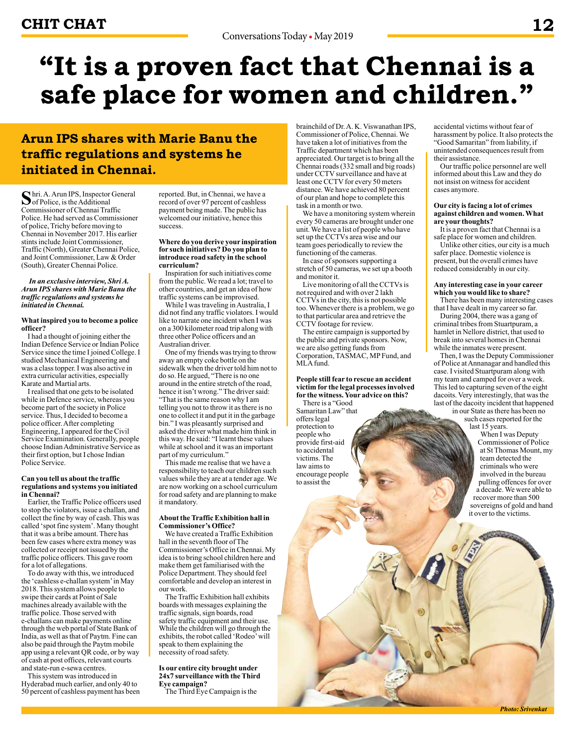CHIT CHAT

# "It is a proven fact that Chennai is a safe place for women and children."

## Arun IPS shares with Marie Banu the traffic regulations and systems he initiated in Chennai.

Shri. A. Arun IPS, Inspector General of Police, is the Additional Commissioner of Chennai Traffic Police. He had served as Commissioner of police, Trichy before moving to Chennai in November 2017. His earlier stints include Joint Commissioner, Traffic (North), Greater Chennai Police, and Joint Commissioner, Law & Order (South), Greater Chennai Police.

***In an exclusive interview, Shri A. Arun IPS shares with Marie Banu the traffic regulations and systems he initiated in Chennai.***

**What inspired you to become a police officer?**

I had a thought of joining either the Indian Defence Service or Indian Police Service since the time I joined College. I studied Mechanical Engineering and was a class topper. I was also active in extra curricular activities, especially Karate and Martial arts.

I realised that one gets to be isolated while in Defence service, whereas you become part of the society in Police service. Thus, I decided to become a police officer. After completing Engineering, I appeared for the Civil Service Examination. Generally, people choose Indian Administrative Service as their first option, but I chose Indian Police Service.

**Can you tell us about the traffic regulations and systems you initiated in Chennai?**

Earlier, the Traffic Police officers used to stop the violators, issue a challan, and collect the fine by way of cash. This was called 'spot fine system'. Many thought that it was a bribe amount. There has been few cases where extra money was collected or receipt not issued by the traffic police officers. This gave room for a lot of allegations.

To do away with this, we introduced the 'cashless e-challan system' in May 2018. This system allows people to swipe their cards at Point of Sale machines already available with the traffic police. Those served with e-challans can make payments online through the web portal of State Bank of India, as well as that of Paytm. Fine can also be paid through the Paytm mobile app using a relevant QR code, or by way of cash at post offices, relevant courts and state-run e-sewa centres.

This system was introduced in Hyderabad much earlier, and only 40 to 50 percent of cashless payment has been reported. But, in Chennai, we have a record of over 97 percent of cashless payment being made. The public has welcomed our initiative, hence this success.

**Where do you derive your inspiration for such initiatives? Do you plan to introduce road safety in the school curriculum?**

Inspiration for such initiatives come from the public. We read a lot; travel to other countries, and get an idea of how traffic systems can be improvised.

While I was traveling in Australia, I did not find any traffic violators. I would like to narrate one incident when I was on a 300 kilometer road trip along with three other Police officers and an Australian driver.

One of my friends was trying to throw away an empty coke bottle on the sidewalk when the driver told him not to do so. He argued, "There is no one around in the entire stretch of the road, hence it isn't wrong." The driver said: "That is the same reason why I am telling you not to throw it as there is no one to collect it and put it in the garbage bin." I was pleasantly surprised and asked the driver what made him think in this way. He said: "I learnt these values while at school and it was an important part of my curriculum."

This made me realise that we have a responsibility to teach our children such values while they are at a tender age. We are now working on a school curriculum for road safety and are planning to make it mandatory.

**About the Traffic Exhibition hall in Commissioner's Office?**

We have created a Traffic Exhibition hall in the seventh floor of The Commissioner's Office in Chennai. My idea is to bring school children here and make them get familiarised with the Police Department. They should feel comfortable and develop an interest in our work.

The Traffic Exhibition hall exhibits boards with messages explaining the traffic signals, sign boards, road safety traffic equipment and their use. While the children will go through the exhibits, the robot called 'Rodeo' will speak to them explaining the necessity of road safety.

**Is our entire city brought under 24x7 surveillance with the Third Eye campaign?**

The Third Eye Campaign is the brainchild of Dr. A. K. Viswanathan IPS, Commissioner of Police, Chennai. We have taken a lot of initiatives from the Traffic department which has been appreciated. Our target is to bring all the Chennai roads (332 small and big roads) under CCTV surveillance and have at least one CCTV for every 50 meters distance. We have achieved 80 percent of our plan and hope to complete this task in a month or two.

We have a monitoring system wherein every 50 cameras are brought under one unit. We have a list of people who have set up the CCTVs area wise and our team goes periodically to review the functioning of the cameras.

In case of sponsors supporting a stretch of 50 cameras, we set up a booth and monitor it.

Live monitoring of all the CCTVs is not required and with over 2 lakh CCTVs in the city, this is not possible too. Whenever there is a problem, we go to that particular area and retrieve the CCTV footage for review.

The entire campaign is supported by the public and private sponsors. Now, we are also getting funds from Corporation, TASMAC, MP Fund, and MLA fund.

**People still fear to rescue an accident victim for the legal processes involved for the witness. Your advice on this?**

There is a "Good Samaritan Law" that offers legal protection to people who provide first-aid to accidental victims. The law aims to encourage people to assist the accidental victims without fear of harassment by police. It also protects the "Good Samaritan" from liability, if unintended consequences result from their assistance.

Our traffic police personnel are well informed about this Law and they do not insist on witness for accident cases anymore.

**Our city is facing a lot of crimes against children and women. What are your thoughts?**

It is a proven fact that Chennai is a safe place for women and children.

Unlike other cities, our city is a much safer place. Domestic violence is present, but the overall crimes have reduced considerably in our city.

**Any interesting case in your career which you would like to share?**

There has been many interesting cases that I have dealt in my career so far.

During 2004, there was a gang of criminal tribes from Stuartpuram, a hamlet in Nellore district, that used to break into several homes in Chennai while the inmates were present.

Then, I was the Deputy Commissioner of Police at Annanagar and handled this case. I visited Stuartpuram along with my team and camped for over a week. This led to capturing seven of the eight dacoits. Very interestingly, that was the last of the dacoity incident that happened in our State as there has been no such cases reported for the last 15 years.

When I was Deputy Commissioner of Police at St Thomas Mount, my team detected the criminals who were involved in the bureau pulling offences for over a decade. We were able to recover more than 500 sovereigns of gold and hand it over to the victims.

*Photo: Srivenkat*